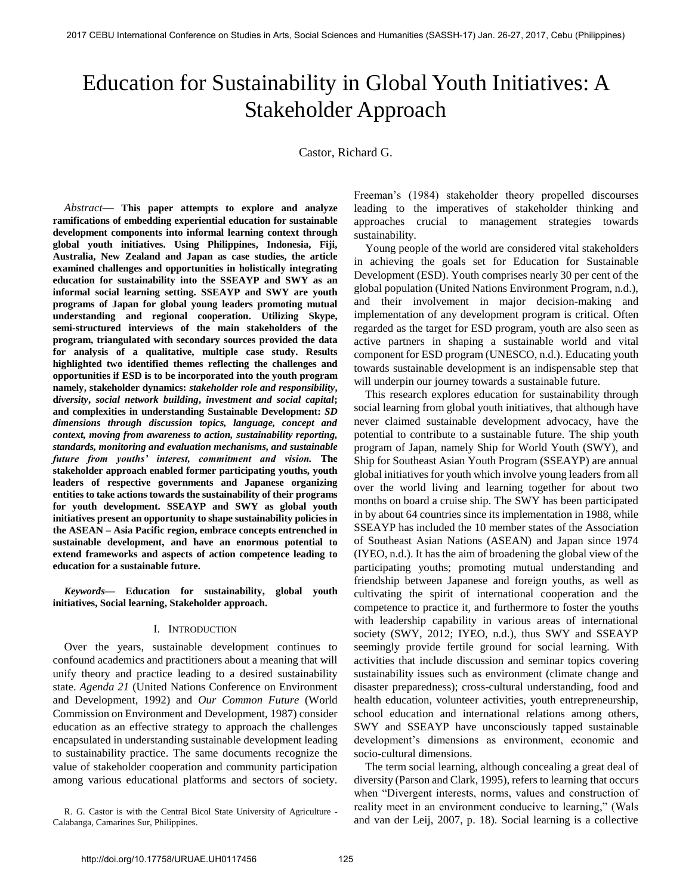# Education for Sustainability in Global Youth Initiatives: A Stakeholder Approach

Castor, Richard G.

*Abstract*— **This paper attempts to explore and analyze ramifications of embedding experiential education for sustainable development components into informal learning context through global youth initiatives. Using Philippines, Indonesia, Fiji, Australia, New Zealand and Japan as case studies, the article examined challenges and opportunities in holistically integrating education for sustainability into the SSEAYP and SWY as an informal social learning setting. SSEAYP and SWY are youth programs of Japan for global young leaders promoting mutual understanding and regional cooperation. Utilizing Skype, semi-structured interviews of the main stakeholders of the program, triangulated with secondary sources provided the data for analysis of a qualitative, multiple case study. Results highlighted two identified themes reflecting the challenges and opportunities if ESD is to be incorporated into the youth program namely, stakeholder dynamics: *stakeholder role and responsibility, diversity, social network building, investment and social capital*; and complexities in understanding Sustainable Development: *SD dimensions through discussion topics, language, concept and context, moving from awareness to action, sustainability reporting, standards, monitoring and evaluation mechanisms, and sustainable future from youths' interest, commitment and vision.* The stakeholder approach enabled former participating youths, youth leaders of respective governments and Japanese organizing entities to take actions towards the sustainability of their programs for youth development. SSEAYP and SWY as global youth initiatives present an opportunity to shape sustainability policies in the ASEAN – Asia Pacific region, embrace concepts entrenched in sustainable development, and have an enormous potential to extend frameworks and aspects of action competence leading to education for a sustainable future.**

*Keywords*— **Education for sustainability, global youth initiatives, Social learning, Stakeholder approach.**

## I. Introduction

Over the years, sustainable development continues to confound academics and practitioners about a meaning that will unify theory and practice leading to a desired sustainability state. *Agenda 21* (United Nations Conference on Environment and Development, 1992) and *Our Common Future* (World Commission on Environment and Development, 1987) consider education as an effective strategy to approach the challenges encapsulated in understanding sustainable development leading to sustainability practice. The same documents recognize the value of stakeholder cooperation and community participation among various educational platforms and sectors of society. Freeman's (1984) stakeholder theory propelled discourses leading to the imperatives of stakeholder thinking and approaches crucial to management strategies towards sustainability.

Young people of the world are considered vital stakeholders in achieving the goals set for Education for Sustainable Development (ESD). Youth comprises nearly 30 per cent of the global population (United Nations Environment Program, n.d.), and their involvement in major decision-making and implementation of any development program is critical. Often regarded as the target for ESD program, youth are also seen as active partners in shaping a sustainable world and vital component for ESD program (UNESCO, n.d.). Educating youth towards sustainable development is an indispensable step that will underpin our journey towards a sustainable future.

This research explores education for sustainability through social learning from global youth initiatives, that although have never claimed sustainable development advocacy, have the potential to contribute to a sustainable future. The ship youth program of Japan, namely Ship for World Youth (SWY), and Ship for Southeast Asian Youth Program (SSEAYP) are annual global initiatives for youth which involve young leaders from all over the world living and learning together for about two months on board a cruise ship. The SWY has been participated in by about 64 countries since its implementation in 1988, while SSEAYP has included the 10 member states of the Association of Southeast Asian Nations (ASEAN) and Japan since 1974 (IYEO, n.d.). It has the aim of broadening the global view of the participating youths; promoting mutual understanding and friendship between Japanese and foreign youths, as well as cultivating the spirit of international cooperation and the competence to practice it, and furthermore to foster the youths with leadership capability in various areas of international society (SWY, 2012; IYEO, n.d.), thus SWY and SSEAYP seemingly provide fertile ground for social learning. With activities that include discussion and seminar topics covering sustainability issues such as environment (climate change and disaster preparedness); cross-cultural understanding, food and health education, volunteer activities, youth entrepreneurship, school education and international relations among others, SWY and SSEAYP have unconsciously tapped sustainable development's dimensions as environment, economic and socio-cultural dimensions.

The term social learning, although concealing a great deal of diversity (Parson and Clark, 1995), refers to learning that occurs when "Divergent interests, norms, values and construction of reality meet in an environment conducive to learning," (Wals and van der Leij, 2007, p. 18). Social learning is a collective

R. G. Castor is with the Central Bicol State University of Agriculture - Calabanga, Camarines Sur, Philippines.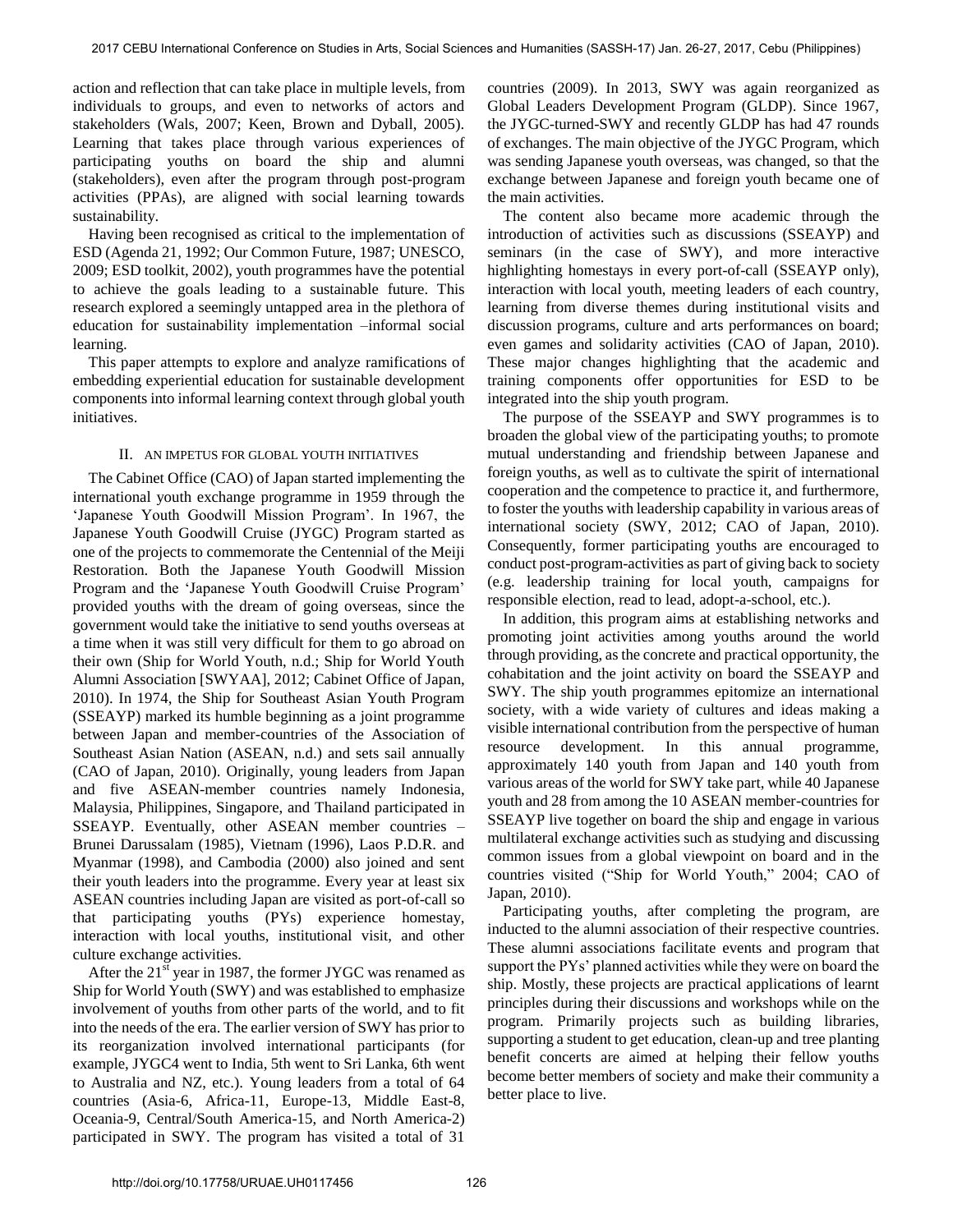action and reflection that can take place in multiple levels, from individuals to groups, and even to networks of actors and stakeholders (Wals, 2007; Keen, Brown and Dyball, 2005). Learning that takes place through various experiences of participating youths on board the ship and alumni (stakeholders), even after the program through post-program activities (PPAs), are aligned with social learning towards sustainability.

Having been recognised as critical to the implementation of ESD (Agenda 21, 1992; Our Common Future, 1987; UNESCO, 2009; ESD toolkit, 2002), youth programmes have the potential to achieve the goals leading to a sustainable future. This research explored a seemingly untapped area in the plethora of education for sustainability implementation –informal social learning.

This paper attempts to explore and analyze ramifications of embedding experiential education for sustainable development components into informal learning context through global youth initiatives.

## II. AN IMPETUS FOR GLOBAL YOUTH INITIATIVES

The Cabinet Office (CAO) of Japan started implementing the international youth exchange programme in 1959 through the 'Japanese Youth Goodwill Mission Program'. In 1967, the Japanese Youth Goodwill Cruise (JYGC) Program started as one of the projects to commemorate the Centennial of the Meiji Restoration. Both the Japanese Youth Goodwill Mission Program and the 'Japanese Youth Goodwill Cruise Program' provided youths with the dream of going overseas, since the government would take the initiative to send youths overseas at a time when it was still very difficult for them to go abroad on their own (Ship for World Youth, n.d.; Ship for World Youth Alumni Association [SWYAA], 2012; Cabinet Office of Japan, 2010). In 1974, the Ship for Southeast Asian Youth Program (SSEAYP) marked its humble beginning as a joint programme between Japan and member-countries of the Association of Southeast Asian Nation (ASEAN, n.d.) and sets sail annually (CAO of Japan, 2010). Originally, young leaders from Japan and five ASEAN-member countries namely Indonesia, Malaysia, Philippines, Singapore, and Thailand participated in SSEAYP. Eventually, other ASEAN member countries – Brunei Darussalam (1985), Vietnam (1996), Laos P.D.R. and Myanmar (1998), and Cambodia (2000) also joined and sent their youth leaders into the programme. Every year at least six ASEAN countries including Japan are visited as port-of-call so that participating youths (PYs) experience homestay, interaction with local youths, institutional visit, and other culture exchange activities.

After the 21st year in 1987, the former JYGC was renamed as Ship for World Youth (SWY) and was established to emphasize involvement of youths from other parts of the world, and to fit into the needs of the era. The earlier version of SWY has prior to its reorganization involved international participants (for example, JYGC4 went to India, 5th went to Sri Lanka, 6th went to Australia and NZ, etc.). Young leaders from a total of 64 countries (Asia-6, Africa-11, Europe-13, Middle East-8, Oceania-9, Central/South America-15, and North America-2) participated in SWY. The program has visited a total of 31 countries (2009). In 2013, SWY was again reorganized as Global Leaders Development Program (GLDP). Since 1967, the JYGC-turned-SWY and recently GLDP has had 47 rounds of exchanges. The main objective of the JYGC Program, which was sending Japanese youth overseas, was changed, so that the exchange between Japanese and foreign youth became one of the main activities.

The content also became more academic through the introduction of activities such as discussions (SSEAYP) and seminars (in the case of SWY), and more interactive highlighting homestays in every port-of-call (SSEAYP only), interaction with local youth, meeting leaders of each country, learning from diverse themes during institutional visits and discussion programs, culture and arts performances on board; even games and solidarity activities (CAO of Japan, 2010). These major changes highlighting that the academic and training components offer opportunities for ESD to be integrated into the ship youth program.

The purpose of the SSEAYP and SWY programmes is to broaden the global view of the participating youths; to promote mutual understanding and friendship between Japanese and foreign youths, as well as to cultivate the spirit of international cooperation and the competence to practice it, and furthermore, to foster the youths with leadership capability in various areas of international society (SWY, 2012; CAO of Japan, 2010). Consequently, former participating youths are encouraged to conduct post-program-activities as part of giving back to society (e.g. leadership training for local youth, campaigns for responsible election, read to lead, adopt-a-school, etc.).

In addition, this program aims at establishing networks and promoting joint activities among youths around the world through providing, as the concrete and practical opportunity, the cohabitation and the joint activity on board the SSEAYP and SWY. The ship youth programmes epitomize an international society, with a wide variety of cultures and ideas making a visible international contribution from the perspective of human resource development. In this annual programme, approximately 140 youth from Japan and 140 youth from various areas of the world for SWY take part, while 40 Japanese youth and 28 from among the 10 ASEAN member-countries for SSEAYP live together on board the ship and engage in various multilateral exchange activities such as studying and discussing common issues from a global viewpoint on board and in the countries visited ("Ship for World Youth," 2004; CAO of Japan, 2010).

Participating youths, after completing the program, are inducted to the alumni association of their respective countries. These alumni associations facilitate events and program that support the PYs' planned activities while they were on board the ship. Mostly, these projects are practical applications of learnt principles during their discussions and workshops while on the program. Primarily projects such as building libraries, supporting a student to get education, clean-up and tree planting benefit concerts are aimed at helping their fellow youths become better members of society and make their community a better place to live.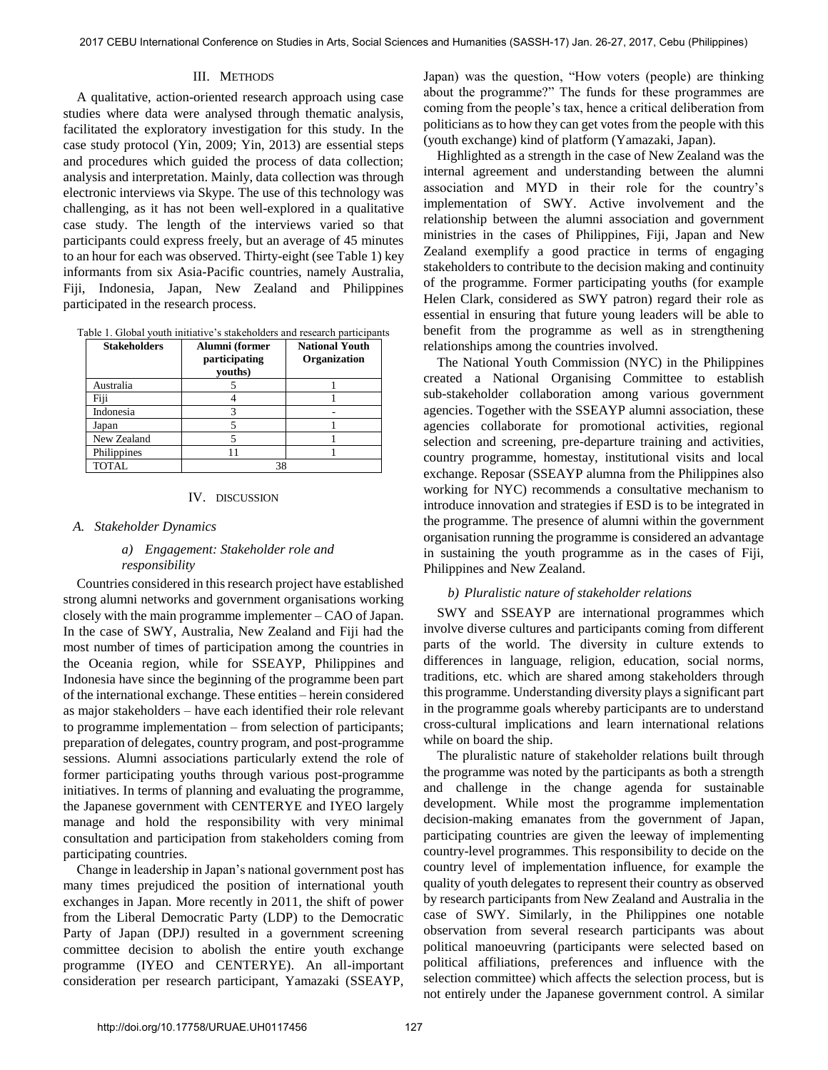## III. Methods

A qualitative, action-oriented research approach using case studies where data were analysed through thematic analysis, facilitated the exploratory investigation for this study. In the case study protocol (Yin, 2009; Yin, 2013) are essential steps and procedures which guided the process of data collection; analysis and interpretation. Mainly, data collection was through electronic interviews via Skype. The use of this technology was challenging, as it has not been well-explored in a qualitative case study. The length of the interviews varied so that participants could express freely, but an average of 45 minutes to an hour for each was observed. Thirty-eight (see Table 1) key informants from six Asia-Pacific countries, namely Australia, Fiji, Indonesia, Japan, New Zealand and Philippines participated in the research process.

Table 1. Global youth initiative's stakeholders and research participants

| Stakeholders | Alumni (former participating youths) | National Youth Organization |
| --- | --- | --- |
| Australia | 5 | 1 |
| Fiji | 4 | 1 |
| Indonesia | 3 | - |
| Japan | 5 | 1 |
| New Zealand | 5 | 1 |
| Philippines | 11 | 1 |
| TOTAL | 38 | |

## IV. Discussion

### A. Stakeholder Dynamics

#### a) Engagement: Stakeholder role and responsibility

Countries considered in this research project have established strong alumni networks and government organisations working closely with the main programme implementer – CAO of Japan. In the case of SWY, Australia, New Zealand and Fiji had the most number of times of participation among the countries in the Oceania region, while for SSEAYP, Philippines and Indonesia have since the beginning of the programme been part of the international exchange. These entities – herein considered as major stakeholders – have each identified their role relevant to programme implementation – from selection of participants; preparation of delegates, country program, and post-programme sessions. Alumni associations particularly extend the role of former participating youths through various post-programme initiatives. In terms of planning and evaluating the programme, the Japanese government with CENTERYE and IYEO largely manage and hold the responsibility with very minimal consultation and participation from stakeholders coming from participating countries.

Change in leadership in Japan's national government post has many times prejudiced the position of international youth exchanges in Japan. More recently in 2011, the shift of power from the Liberal Democratic Party (LDP) to the Democratic Party of Japan (DPJ) resulted in a government screening committee decision to abolish the entire youth exchange programme (IYEO and CENTERYE). An all-important consideration per research participant, Yamazaki (SSEAYP, Japan) was the question, "How voters (people) are thinking about the programme?" The funds for these programmes are coming from the people's tax, hence a critical deliberation from politicians as to how they can get votes from the people with this (youth exchange) kind of platform (Yamazaki, Japan).

Highlighted as a strength in the case of New Zealand was the internal agreement and understanding between the alumni association and MYD in their role for the country's implementation of SWY. Active involvement and the relationship between the alumni association and government ministries in the cases of Philippines, Fiji, Japan and New Zealand exemplify a good practice in terms of engaging stakeholders to contribute to the decision making and continuity of the programme. Former participating youths (for example Helen Clark, considered as SWY patron) regard their role as essential in ensuring that future young leaders will be able to benefit from the programme as well as in strengthening relationships among the countries involved.

The National Youth Commission (NYC) in the Philippines created a National Organising Committee to establish sub-stakeholder collaboration among various government agencies. Together with the SSEAYP alumni association, these agencies collaborate for promotional activities, regional selection and screening, pre-departure training and activities, country programme, homestay, institutional visits and local exchange. Reposar (SSEAYP alumna from the Philippines also working for NYC) recommends a consultative mechanism to introduce innovation and strategies if ESD is to be integrated in the programme. The presence of alumni within the government organisation running the programme is considered an advantage in sustaining the youth programme as in the cases of Fiji, Philippines and New Zealand.

#### b) Pluralistic nature of stakeholder relations

SWY and SSEAYP are international programmes which involve diverse cultures and participants coming from different parts of the world. The diversity in culture extends to differences in language, religion, education, social norms, traditions, etc. which are shared among stakeholders through this programme. Understanding diversity plays a significant part in the programme goals whereby participants are to understand cross-cultural implications and learn international relations while on board the ship.

The pluralistic nature of stakeholder relations built through the programme was noted by the participants as both a strength and challenge in the change agenda for sustainable development. While most the programme implementation decision-making emanates from the government of Japan, participating countries are given the leeway of implementing country-level programmes. This responsibility to decide on the country level of implementation influence, for example the quality of youth delegates to represent their country as observed by research participants from New Zealand and Australia in the case of SWY. Similarly, in the Philippines one notable observation from several research participants was about political manoeuvring (participants were selected based on political affiliations, preferences and influence with the selection committee) which affects the selection process, but is not entirely under the Japanese government control. A similar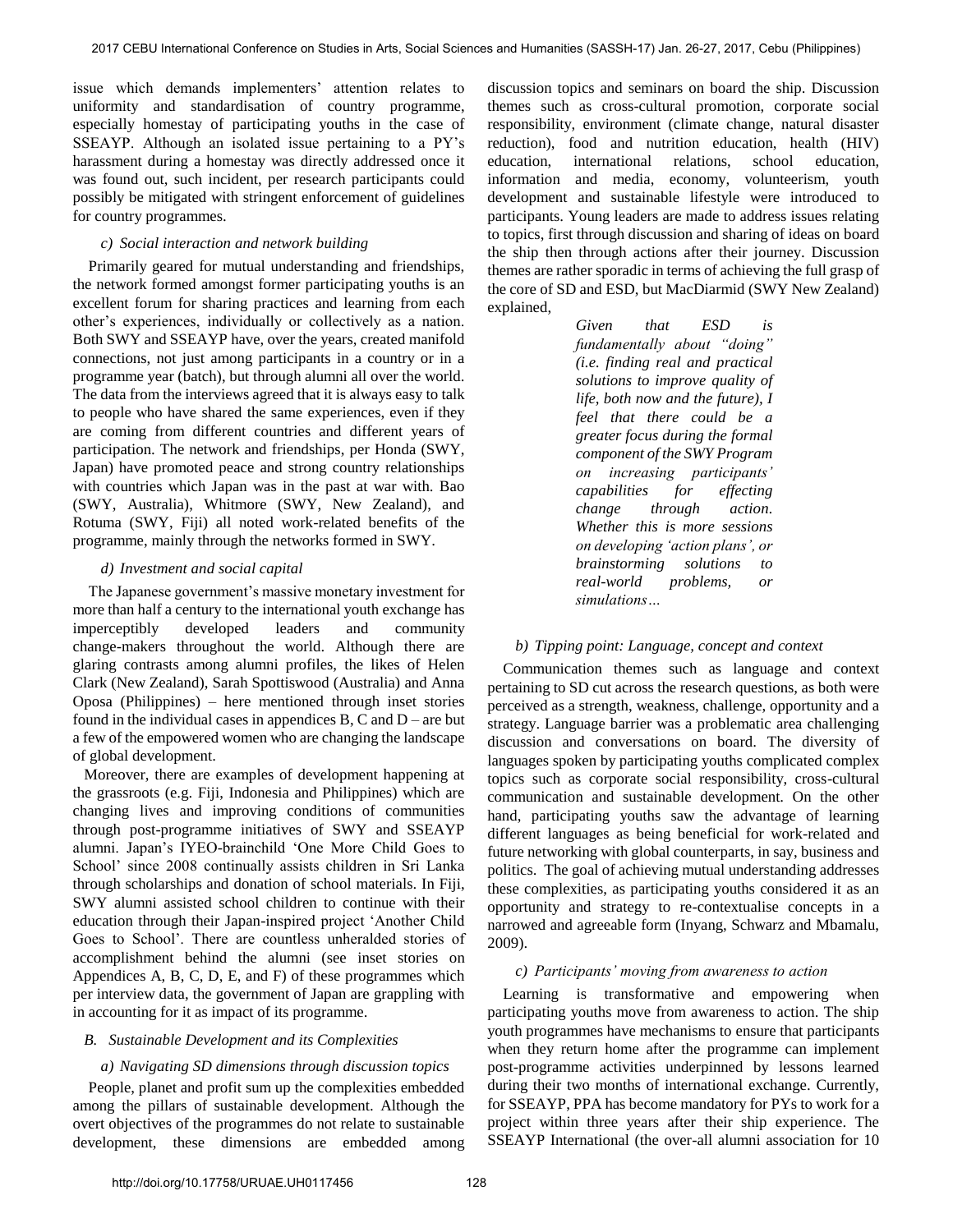issue which demands implementers' attention relates to uniformity and standardisation of country programme, especially homestay of participating youths in the case of SSEAYP. Although an isolated issue pertaining to a PY's harassment during a homestay was directly addressed once it was found out, such incident, per research participants could possibly be mitigated with stringent enforcement of guidelines for country programmes.

#### *c) Social interaction and network building*

Primarily geared for mutual understanding and friendships, the network formed amongst former participating youths is an excellent forum for sharing practices and learning from each other's experiences, individually or collectively as a nation. Both SWY and SSEAYP have, over the years, created manifold connections, not just among participants in a country or in a programme year (batch), but through alumni all over the world. The data from the interviews agreed that it is always easy to talk to people who have shared the same experiences, even if they are coming from different countries and different years of participation. The network and friendships, per Honda (SWY, Japan) have promoted peace and strong country relationships with countries which Japan was in the past at war with. Bao (SWY, Australia), Whitmore (SWY, New Zealand), and Rotuma (SWY, Fiji) all noted work-related benefits of the programme, mainly through the networks formed in SWY.

#### *d) Investment and social capital*

The Japanese government's massive monetary investment for more than half a century to the international youth exchange has imperceptibly developed leaders and community change-makers throughout the world. Although there are glaring contrasts among alumni profiles, the likes of Helen Clark (New Zealand), Sarah Spottiswood (Australia) and Anna Oposa (Philippines) – here mentioned through inset stories found in the individual cases in appendices B, C and D – are but a few of the empowered women who are changing the landscape of global development.

Moreover, there are examples of development happening at the grassroots (e.g. Fiji, Indonesia and Philippines) which are changing lives and improving conditions of communities through post-programme initiatives of SWY and SSEAYP alumni. Japan's IYEO-brainchild 'One More Child Goes to School' since 2008 continually assists children in Sri Lanka through scholarships and donation of school materials. In Fiji, SWY alumni assisted school children to continue with their education through their Japan-inspired project 'Another Child Goes to School'. There are countless unheralded stories of accomplishment behind the alumni (see inset stories on Appendices A, B, C, D, E, and F) of these programmes which per interview data, the government of Japan are grappling with in accounting for it as impact of its programme.

### *B. Sustainable Development and its Complexities*

#### *a) Navigating SD dimensions through discussion topics*

People, planet and profit sum up the complexities embedded among the pillars of sustainable development. Although the overt objectives of the programmes do not relate to sustainable development, these dimensions are embedded among discussion topics and seminars on board the ship. Discussion themes such as cross-cultural promotion, corporate social responsibility, environment (climate change, natural disaster reduction), food and nutrition education, health (HIV) education, international relations, school education, information and media, economy, volunteerism, youth development and sustainable lifestyle were introduced to participants. Young leaders are made to address issues relating to topics, first through discussion and sharing of ideas on board the ship then through actions after their journey. Discussion themes are rather sporadic in terms of achieving the full grasp of the core of SD and ESD, but MacDiarmid (SWY New Zealand) explained,

> *Given that ESD is fundamentally about "doing" (i.e. finding real and practical solutions to improve quality of life, both now and the future), I feel that there could be a greater focus during the formal component of the SWY Program on increasing participants' capabilities for effecting change through action. Whether this is more sessions on developing 'action plans', or brainstorming solutions to real-world problems, or simulations…*

#### *b) Tipping point: Language, concept and context*

Communication themes such as language and context pertaining to SD cut across the research questions, as both were perceived as a strength, weakness, challenge, opportunity and a strategy. Language barrier was a problematic area challenging discussion and conversations on board. The diversity of languages spoken by participating youths complicated complex topics such as corporate social responsibility, cross-cultural communication and sustainable development. On the other hand, participating youths saw the advantage of learning different languages as being beneficial for work-related and future networking with global counterparts, in say, business and politics. The goal of achieving mutual understanding addresses these complexities, as participating youths considered it as an opportunity and strategy to re-contextualise concepts in a narrowed and agreeable form (Inyang, Schwarz and Mbamalu, 2009).

#### *c) Participants' moving from awareness to action*

Learning is transformative and empowering when participating youths move from awareness to action. The ship youth programmes have mechanisms to ensure that participants when they return home after the programme can implement post-programme activities underpinned by lessons learned during their two months of international exchange. Currently, for SSEAYP, PPA has become mandatory for PYs to work for a project within three years after their ship experience. The SSEAYP International (the over-all alumni association for 10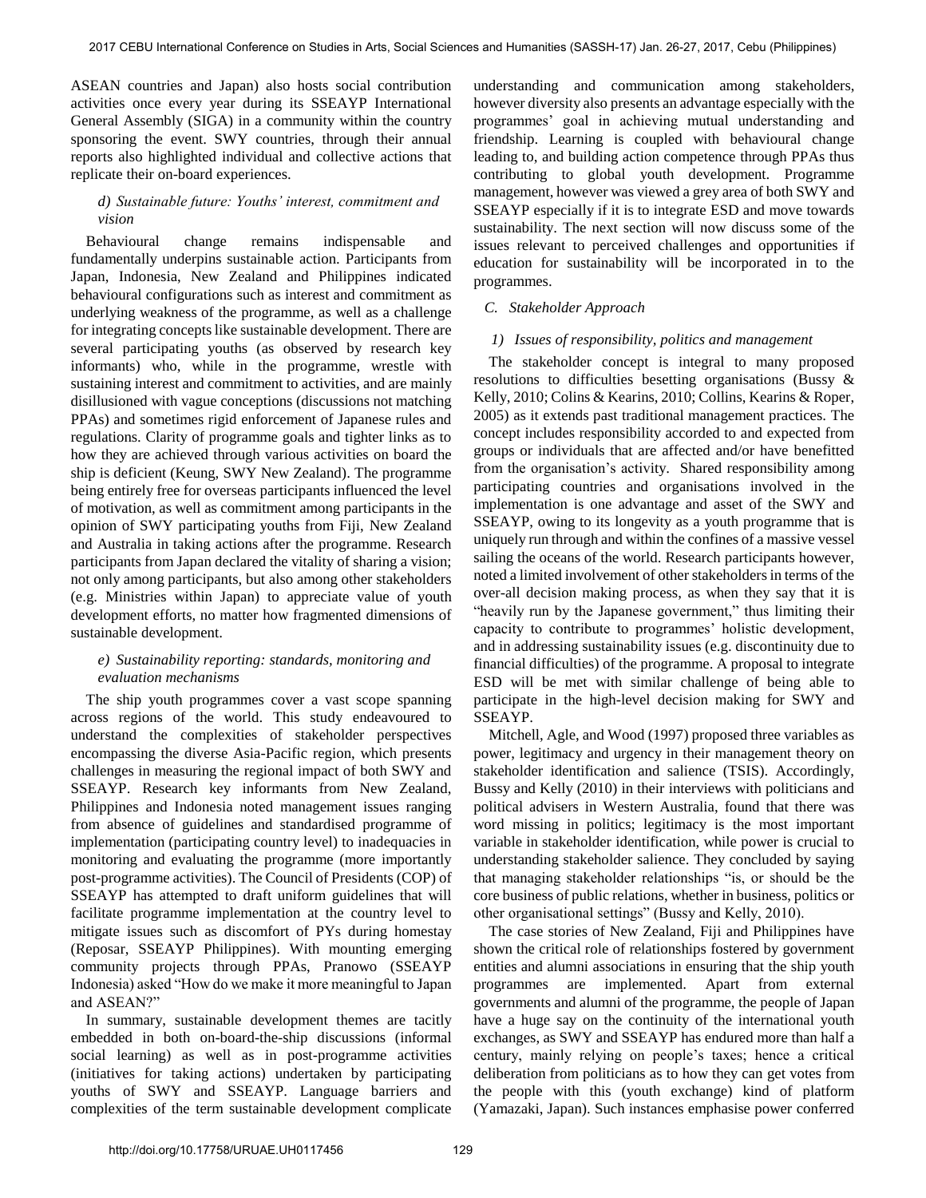ASEAN countries and Japan) also hosts social contribution activities once every year during its SSEAYP International General Assembly (SIGA) in a community within the country sponsoring the event. SWY countries, through their annual reports also highlighted individual and collective actions that replicate their on-board experiences.

#### *d) Sustainable future: Youths' interest, commitment and vision*

Behavioural change remains indispensable and fundamentally underpins sustainable action. Participants from Japan, Indonesia, New Zealand and Philippines indicated behavioural configurations such as interest and commitment as underlying weakness of the programme, as well as a challenge for integrating concepts like sustainable development. There are several participating youths (as observed by research key informants) who, while in the programme, wrestle with sustaining interest and commitment to activities, and are mainly disillusioned with vague conceptions (discussions not matching PPAs) and sometimes rigid enforcement of Japanese rules and regulations. Clarity of programme goals and tighter links as to how they are achieved through various activities on board the ship is deficient (Keung, SWY New Zealand). The programme being entirely free for overseas participants influenced the level of motivation, as well as commitment among participants in the opinion of SWY participating youths from Fiji, New Zealand and Australia in taking actions after the programme. Research participants from Japan declared the vitality of sharing a vision; not only among participants, but also among other stakeholders (e.g. Ministries within Japan) to appreciate value of youth development efforts, no matter how fragmented dimensions of sustainable development.

#### *e) Sustainability reporting: standards, monitoring and evaluation mechanisms*

The ship youth programmes cover a vast scope spanning across regions of the world. This study endeavoured to understand the complexities of stakeholder perspectives encompassing the diverse Asia-Pacific region, which presents challenges in measuring the regional impact of both SWY and SSEAYP. Research key informants from New Zealand, Philippines and Indonesia noted management issues ranging from absence of guidelines and standardised programme of implementation (participating country level) to inadequacies in monitoring and evaluating the programme (more importantly post-programme activities). The Council of Presidents (COP) of SSEAYP has attempted to draft uniform guidelines that will facilitate programme implementation at the country level to mitigate issues such as discomfort of PYs during homestay (Reposar, SSEAYP Philippines). With mounting emerging community projects through PPAs, Pranowo (SSEAYP Indonesia) asked "How do we make it more meaningful to Japan and ASEAN?"

In summary, sustainable development themes are tacitly embedded in both on-board-the-ship discussions (informal social learning) as well as in post-programme activities (initiatives for taking actions) undertaken by participating youths of SWY and SSEAYP. Language barriers and complexities of the term sustainable development complicate understanding and communication among stakeholders, however diversity also presents an advantage especially with the programmes' goal in achieving mutual understanding and friendship. Learning is coupled with behavioural change leading to, and building action competence through PPAs thus contributing to global youth development. Programme management, however was viewed a grey area of both SWY and SSEAYP especially if it is to integrate ESD and move towards sustainability. The next section will now discuss some of the issues relevant to perceived challenges and opportunities if education for sustainability will be incorporated in to the programmes.

### *C. Stakeholder Approach*

#### *1) Issues of responsibility, politics and management*

The stakeholder concept is integral to many proposed resolutions to difficulties besetting organisations (Bussy & Kelly, 2010; Colins & Kearins, 2010; Collins, Kearins & Roper, 2005) as it extends past traditional management practices. The concept includes responsibility accorded to and expected from groups or individuals that are affected and/or have benefitted from the organisation's activity. Shared responsibility among participating countries and organisations involved in the implementation is one advantage and asset of the SWY and SSEAYP, owing to its longevity as a youth programme that is uniquely run through and within the confines of a massive vessel sailing the oceans of the world. Research participants however, noted a limited involvement of other stakeholders in terms of the over-all decision making process, as when they say that it is "heavily run by the Japanese government," thus limiting their capacity to contribute to programmes' holistic development, and in addressing sustainability issues (e.g. discontinuity due to financial difficulties) of the programme. A proposal to integrate ESD will be met with similar challenge of being able to participate in the high-level decision making for SWY and SSEAYP.

Mitchell, Agle, and Wood (1997) proposed three variables as power, legitimacy and urgency in their management theory on stakeholder identification and salience (TSIS). Accordingly, Bussy and Kelly (2010) in their interviews with politicians and political advisers in Western Australia, found that there was word missing in politics; legitimacy is the most important variable in stakeholder identification, while power is crucial to understanding stakeholder salience. They concluded by saying that managing stakeholder relationships "is, or should be the core business of public relations, whether in business, politics or other organisational settings" (Bussy and Kelly, 2010).

The case stories of New Zealand, Fiji and Philippines have shown the critical role of relationships fostered by government entities and alumni associations in ensuring that the ship youth programmes are implemented. Apart from external governments and alumni of the programme, the people of Japan have a huge say on the continuity of the international youth exchanges, as SWY and SSEAYP has endured more than half a century, mainly relying on people's taxes; hence a critical deliberation from politicians as to how they can get votes from the people with this (youth exchange) kind of platform (Yamazaki, Japan). Such instances emphasise power conferred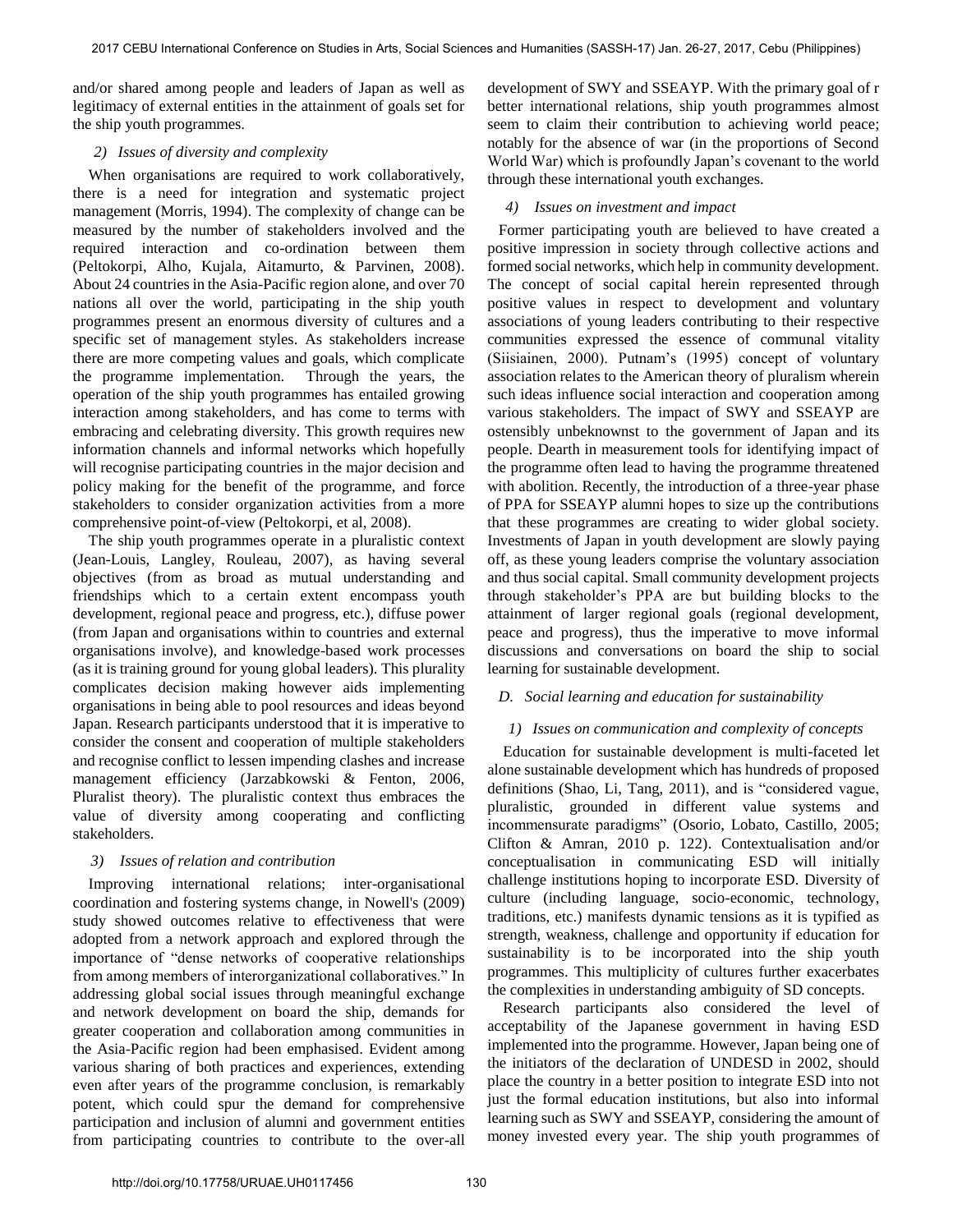and/or shared among people and leaders of Japan as well as legitimacy of external entities in the attainment of goals set for the ship youth programmes.

#### *2) Issues of diversity and complexity*

When organisations are required to work collaboratively, there is a need for integration and systematic project management (Morris, 1994). The complexity of change can be measured by the number of stakeholders involved and the required interaction and co-ordination between them (Peltokorpi, Alho, Kujala, Aitamurto, & Parvinen, 2008). About 24 countries in the Asia-Pacific region alone, and over 70 nations all over the world, participating in the ship youth programmes present an enormous diversity of cultures and a specific set of management styles. As stakeholders increase there are more competing values and goals, which complicate the programme implementation. Through the years, the operation of the ship youth programmes has entailed growing interaction among stakeholders, and has come to terms with embracing and celebrating diversity. This growth requires new information channels and informal networks which hopefully will recognise participating countries in the major decision and policy making for the benefit of the programme, and force stakeholders to consider organization activities from a more comprehensive point-of-view (Peltokorpi, et al, 2008).

The ship youth programmes operate in a pluralistic context (Jean-Louis, Langley, Rouleau, 2007), as having several objectives (from as broad as mutual understanding and friendships which to a certain extent encompass youth development, regional peace and progress, etc.), diffuse power (from Japan and organisations within to countries and external organisations involve), and knowledge-based work processes (as it is training ground for young global leaders). This plurality complicates decision making however aids implementing organisations in being able to pool resources and ideas beyond Japan. Research participants understood that it is imperative to consider the consent and cooperation of multiple stakeholders and recognise conflict to lessen impending clashes and increase management efficiency (Jarzabkowski & Fenton, 2006, Pluralist theory). The pluralistic context thus embraces the value of diversity among cooperating and conflicting stakeholders.

#### *3) Issues of relation and contribution*

Improving international relations; inter-organisational coordination and fostering systems change, in Nowell's (2009) study showed outcomes relative to effectiveness that were adopted from a network approach and explored through the importance of "dense networks of cooperative relationships from among members of interorganizational collaboratives." In addressing global social issues through meaningful exchange and network development on board the ship, demands for greater cooperation and collaboration among communities in the Asia-Pacific region had been emphasised. Evident among various sharing of both practices and experiences, extending even after years of the programme conclusion, is remarkably potent, which could spur the demand for comprehensive participation and inclusion of alumni and government entities from participating countries to contribute to the over-all development of SWY and SSEAYP. With the primary goal of r better international relations, ship youth programmes almost seem to claim their contribution to achieving world peace; notably for the absence of war (in the proportions of Second World War) which is profoundly Japan's covenant to the world through these international youth exchanges.

#### *4) Issues on investment and impact*

Former participating youth are believed to have created a positive impression in society through collective actions and formed social networks, which help in community development. The concept of social capital herein represented through positive values in respect to development and voluntary associations of young leaders contributing to their respective communities expressed the essence of communal vitality (Siisiainen, 2000). Putnam's (1995) concept of voluntary association relates to the American theory of pluralism wherein such ideas influence social interaction and cooperation among various stakeholders. The impact of SWY and SSEAYP are ostensibly unbeknownst to the government of Japan and its people. Dearth in measurement tools for identifying impact of the programme often lead to having the programme threatened with abolition. Recently, the introduction of a three-year phase of PPA for SSEAYP alumni hopes to size up the contributions that these programmes are creating to wider global society. Investments of Japan in youth development are slowly paying off, as these young leaders comprise the voluntary association and thus social capital. Small community development projects through stakeholder's PPA are but building blocks to the attainment of larger regional goals (regional development, peace and progress), thus the imperative to move informal discussions and conversations on board the ship to social learning for sustainable development.

### *D. Social learning and education for sustainability*

#### *1) Issues on communication and complexity of concepts*

Education for sustainable development is multi-faceted let alone sustainable development which has hundreds of proposed definitions (Shao, Li, Tang, 2011), and is "considered vague, pluralistic, grounded in different value systems and incommensurate paradigms" (Osorio, Lobato, Castillo, 2005; Clifton & Amran, 2010 p. 122). Contextualisation and/or conceptualisation in communicating ESD will initially challenge institutions hoping to incorporate ESD. Diversity of culture (including language, socio-economic, technology, traditions, etc.) manifests dynamic tensions as it is typified as strength, weakness, challenge and opportunity if education for sustainability is to be incorporated into the ship youth programmes. This multiplicity of cultures further exacerbates the complexities in understanding ambiguity of SD concepts.

Research participants also considered the level of acceptability of the Japanese government in having ESD implemented into the programme. However, Japan being one of the initiators of the declaration of UNDESD in 2002, should place the country in a better position to integrate ESD into not just the formal education institutions, but also into informal learning such as SWY and SSEAYP, considering the amount of money invested every year. The ship youth programmes of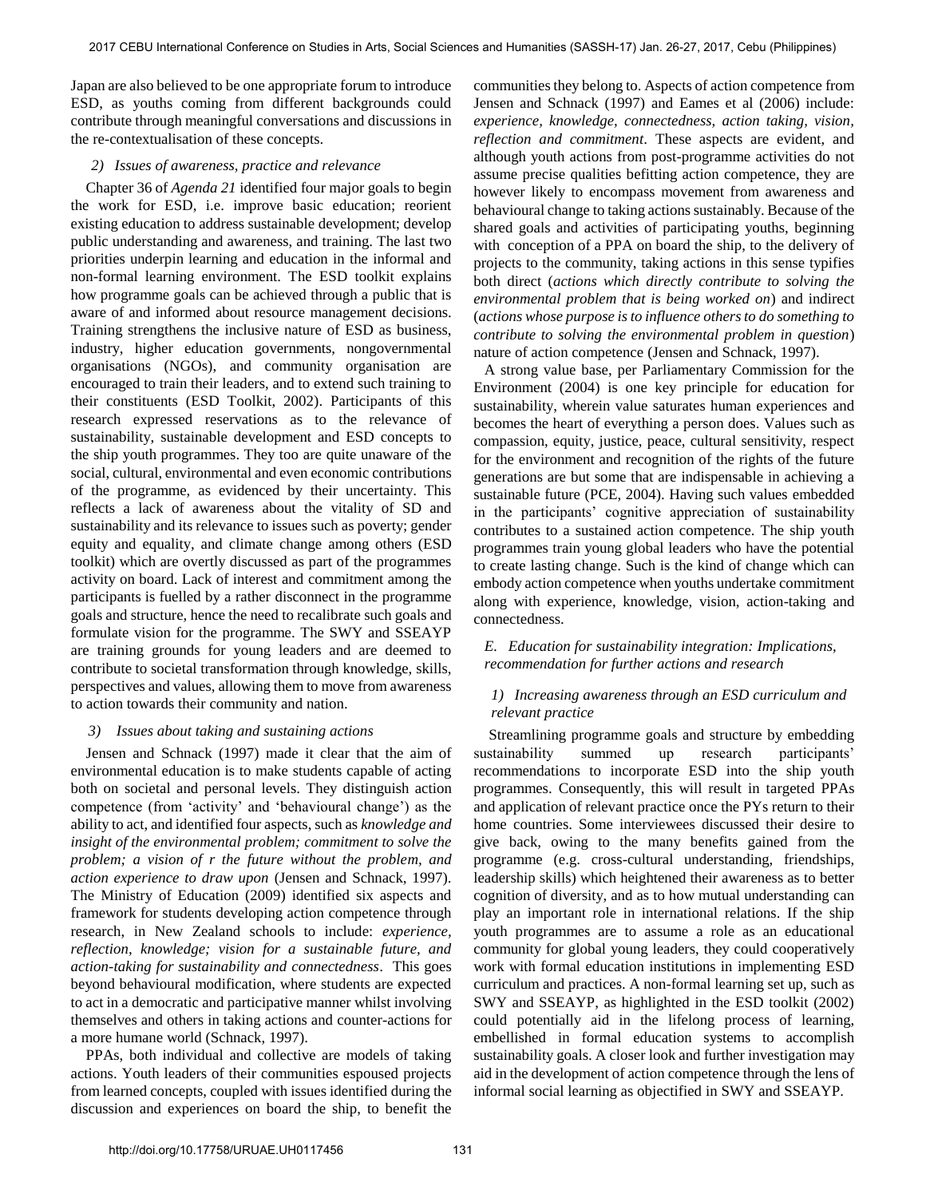Japan are also believed to be one appropriate forum to introduce ESD, as youths coming from different backgrounds could contribute through meaningful conversations and discussions in the re-contextualisation of these concepts.

#### 2) Issues of awareness, practice and relevance

Chapter 36 of *Agenda 21* identified four major goals to begin the work for ESD, i.e. improve basic education; reorient existing education to address sustainable development; develop public understanding and awareness, and training. The last two priorities underpin learning and education in the informal and non-formal learning environment. The ESD toolkit explains how programme goals can be achieved through a public that is aware of and informed about resource management decisions. Training strengthens the inclusive nature of ESD as business, industry, higher education governments, nongovernmental organisations (NGOs), and community organisation are encouraged to train their leaders, and to extend such training to their constituents (ESD Toolkit, 2002). Participants of this research expressed reservations as to the relevance of sustainability, sustainable development and ESD concepts to the ship youth programmes. They too are quite unaware of the social, cultural, environmental and even economic contributions of the programme, as evidenced by their uncertainty. This reflects a lack of awareness about the vitality of SD and sustainability and its relevance to issues such as poverty; gender equity and equality, and climate change among others (ESD toolkit) which are overtly discussed as part of the programmes activity on board. Lack of interest and commitment among the participants is fuelled by a rather disconnect in the programme goals and structure, hence the need to recalibrate such goals and formulate vision for the programme. The SWY and SSEAYP are training grounds for young leaders and are deemed to contribute to societal transformation through knowledge, skills, perspectives and values, allowing them to move from awareness to action towards their community and nation.

#### 3) Issues about taking and sustaining actions

Jensen and Schnack (1997) made it clear that the aim of environmental education is to make students capable of acting both on societal and personal levels. They distinguish action competence (from 'activity' and 'behavioural change') as the ability to act, and identified four aspects, such as *knowledge and insight of the environmental problem; commitment to solve the problem; a vision of r the future without the problem, and action experience to draw upon* (Jensen and Schnack, 1997). The Ministry of Education (2009) identified six aspects and framework for students developing action competence through research, in New Zealand schools to include: *experience, reflection, knowledge; vision for a sustainable future, and action-taking for sustainability and connectedness*. This goes beyond behavioural modification, where students are expected to act in a democratic and participative manner whilst involving themselves and others in taking actions and counter-actions for a more humane world (Schnack, 1997).

PPAs, both individual and collective are models of taking actions. Youth leaders of their communities espoused projects from learned concepts, coupled with issues identified during the discussion and experiences on board the ship, to benefit the communities they belong to. Aspects of action competence from Jensen and Schnack (1997) and Eames et al (2006) include: *experience, knowledge, connectedness, action taking, vision, reflection and commitment*. These aspects are evident, and although youth actions from post-programme activities do not assume precise qualities befitting action competence, they are however likely to encompass movement from awareness and behavioural change to taking actions sustainably. Because of the shared goals and activities of participating youths, beginning with conception of a PPA on board the ship, to the delivery of projects to the community, taking actions in this sense typifies both direct (*actions which directly contribute to solving the environmental problem that is being worked on*) and indirect (*actions whose purpose is to influence others to do something to contribute to solving the environmental problem in question*) nature of action competence (Jensen and Schnack, 1997).

A strong value base, per Parliamentary Commission for the Environment (2004) is one key principle for education for sustainability, wherein value saturates human experiences and becomes the heart of everything a person does. Values such as compassion, equity, justice, peace, cultural sensitivity, respect for the environment and recognition of the rights of the future generations are but some that are indispensable in achieving a sustainable future (PCE, 2004). Having such values embedded in the participants' cognitive appreciation of sustainability contributes to a sustained action competence. The ship youth programmes train young global leaders who have the potential to create lasting change. Such is the kind of change which can embody action competence when youths undertake commitment along with experience, knowledge, vision, action-taking and connectedness.

### E. Education for sustainability integration: Implications, recommendation for further actions and research

#### 1) Increasing awareness through an ESD curriculum and relevant practice

Streamlining programme goals and structure by embedding sustainability summed up research participants' recommendations to incorporate ESD into the ship youth programmes. Consequently, this will result in targeted PPAs and application of relevant practice once the PYs return to their home countries. Some interviewees discussed their desire to give back, owing to the many benefits gained from the programme (e.g. cross-cultural understanding, friendships, leadership skills) which heightened their awareness as to better cognition of diversity, and as to how mutual understanding can play an important role in international relations. If the ship youth programmes are to assume a role as an educational community for global young leaders, they could cooperatively work with formal education institutions in implementing ESD curriculum and practices. A non-formal learning set up, such as SWY and SSEAYP, as highlighted in the ESD toolkit (2002) could potentially aid in the lifelong process of learning, embellished in formal education systems to accomplish sustainability goals. A closer look and further investigation may aid in the development of action competence through the lens of informal social learning as objectified in SWY and SSEAYP.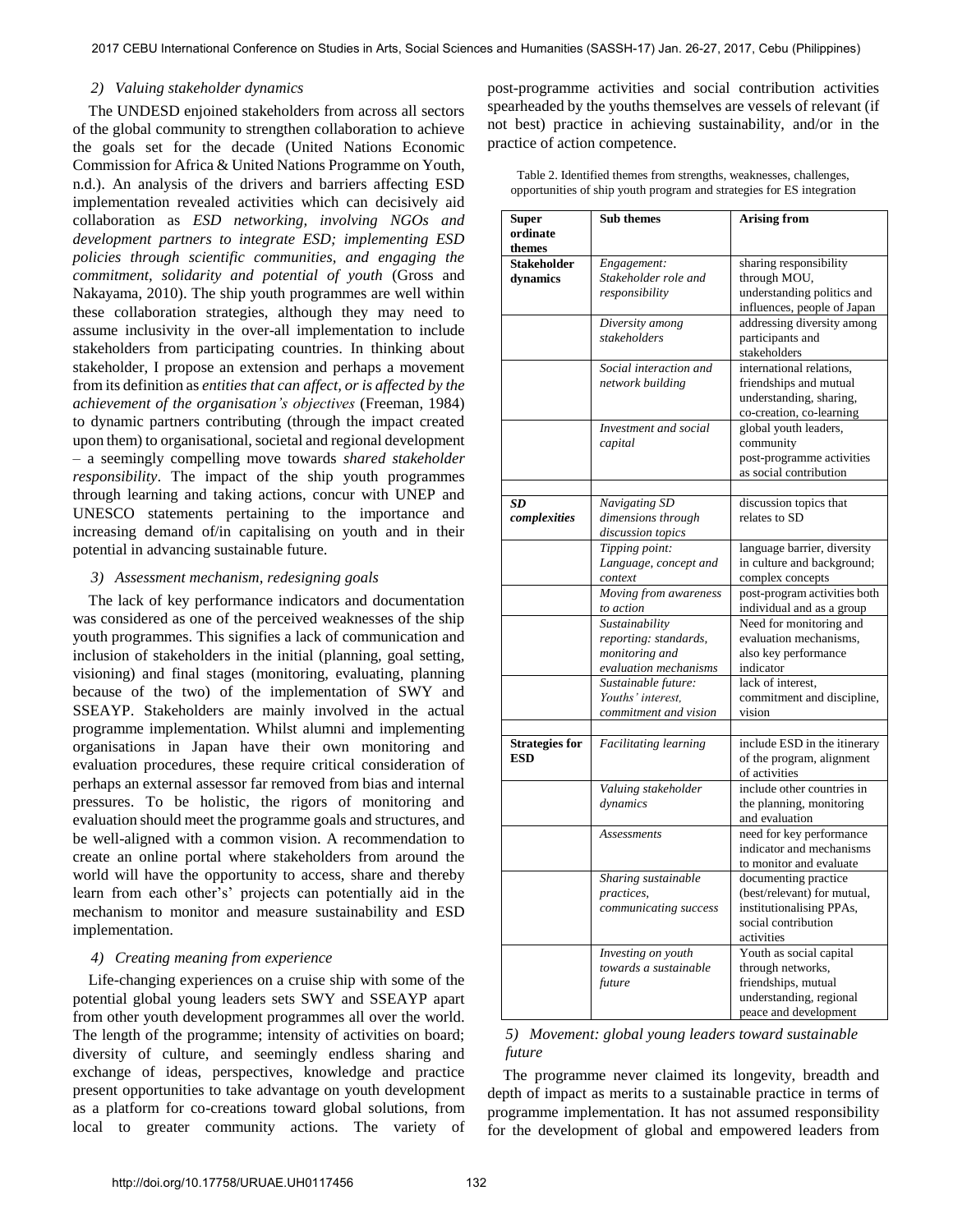*2) Valuing stakeholder dynamics*

The UNDESD enjoined stakeholders from across all sectors of the global community to strengthen collaboration to achieve the goals set for the decade (United Nations Economic Commission for Africa & United Nations Programme on Youth, n.d.). An analysis of the drivers and barriers affecting ESD implementation revealed activities which can decisively aid collaboration as *ESD networking, involving NGOs and development partners to integrate ESD; implementing ESD policies through scientific communities, and engaging the commitment, solidarity and potential of youth* (Gross and Nakayama, 2010). The ship youth programmes are well within these collaboration strategies, although they may need to assume inclusivity in the over-all implementation to include stakeholders from participating countries. In thinking about stakeholder, I propose an extension and perhaps a movement from its definition as *entities that can affect, or is affected by the achievement of the organisation's objectives* (Freeman, 1984) to dynamic partners contributing (through the impact created upon them) to organisational, societal and regional development – a seemingly compelling move towards *shared stakeholder responsibility*. The impact of the ship youth programmes through learning and taking actions, concur with UNEP and UNESCO statements pertaining to the importance and increasing demand of/in capitalising on youth and in their potential in advancing sustainable future.

*3) Assessment mechanism, redesigning goals*

The lack of key performance indicators and documentation was considered as one of the perceived weaknesses of the ship youth programmes. This signifies a lack of communication and inclusion of stakeholders in the initial (planning, goal setting, visioning) and final stages (monitoring, evaluating, planning because of the two) of the implementation of SWY and SSEAYP. Stakeholders are mainly involved in the actual programme implementation. Whilst alumni and implementing organisations in Japan have their own monitoring and evaluation procedures, these require critical consideration of perhaps an external assessor far removed from bias and internal pressures. To be holistic, the rigors of monitoring and evaluation should meet the programme goals and structures, and be well-aligned with a common vision. A recommendation to create an online portal where stakeholders from around the world will have the opportunity to access, share and thereby learn from each other's' projects can potentially aid in the mechanism to monitor and measure sustainability and ESD implementation.

*4) Creating meaning from experience*

Life-changing experiences on a cruise ship with some of the potential global young leaders sets SWY and SSEAYP apart from other youth development programmes all over the world. The length of the programme; intensity of activities on board; diversity of culture, and seemingly endless sharing and exchange of ideas, perspectives, knowledge and practice present opportunities to take advantage on youth development as a platform for co-creations toward global solutions, from local to greater community actions. The variety of post-programme activities and social contribution activities spearheaded by the youths themselves are vessels of relevant (if not best) practice in achieving sustainability, and/or in the practice of action competence.

Table 2. Identified themes from strengths, weaknesses, challenges, opportunities of ship youth program and strategies for ES integration

| Super ordinate themes | Sub themes | Arising from |
|---|---|---|
| **Stakeholder dynamics** | *Engagement: Stakeholder role and responsibility* | sharing responsibility through MOU, understanding politics and influences, people of Japan |
| | *Diversity among stakeholders* | addressing diversity among participants and stakeholders |
| | *Social interaction and network building* | international relations, friendships and mutual understanding, sharing, co-creation, co-learning |
| | *Investment and social capital* | global youth leaders, community post-programme activities as social contribution |
| | | |
| ***SD complexities*** | *Navigating SD dimensions through discussion topics* | discussion topics that relates to SD |
| | *Tipping point: Language, concept and context* | language barrier, diversity in culture and background; complex concepts |
| | *Moving from awareness to action* | post-program activities both individual and as a group |
| | *Sustainability reporting: standards, monitoring and evaluation mechanisms* | Need for monitoring and evaluation mechanisms, also key performance indicator |
| | *Sustainable future: Youths' interest, commitment and vision* | lack of interest, commitment and discipline, vision |
| | | |
| **Strategies for ESD** | *Facilitating learning* | include ESD in the itinerary of the program, alignment of activities |
| | *Valuing stakeholder dynamics* | include other countries in the planning, monitoring and evaluation |
| | *Assessments* | need for key performance indicator and mechanisms to monitor and evaluate |
| | *Sharing sustainable practices, communicating success* | documenting practice (best/relevant) for mutual, institutionalising PPAs, social contribution activities |
| | *Investing on youth towards a sustainable future* | Youth as social capital through networks, friendships, mutual understanding, regional peace and development |

*5) Movement: global young leaders toward sustainable future*

The programme never claimed its longevity, breadth and depth of impact as merits to a sustainable practice in terms of programme implementation. It has not assumed responsibility for the development of global and empowered leaders from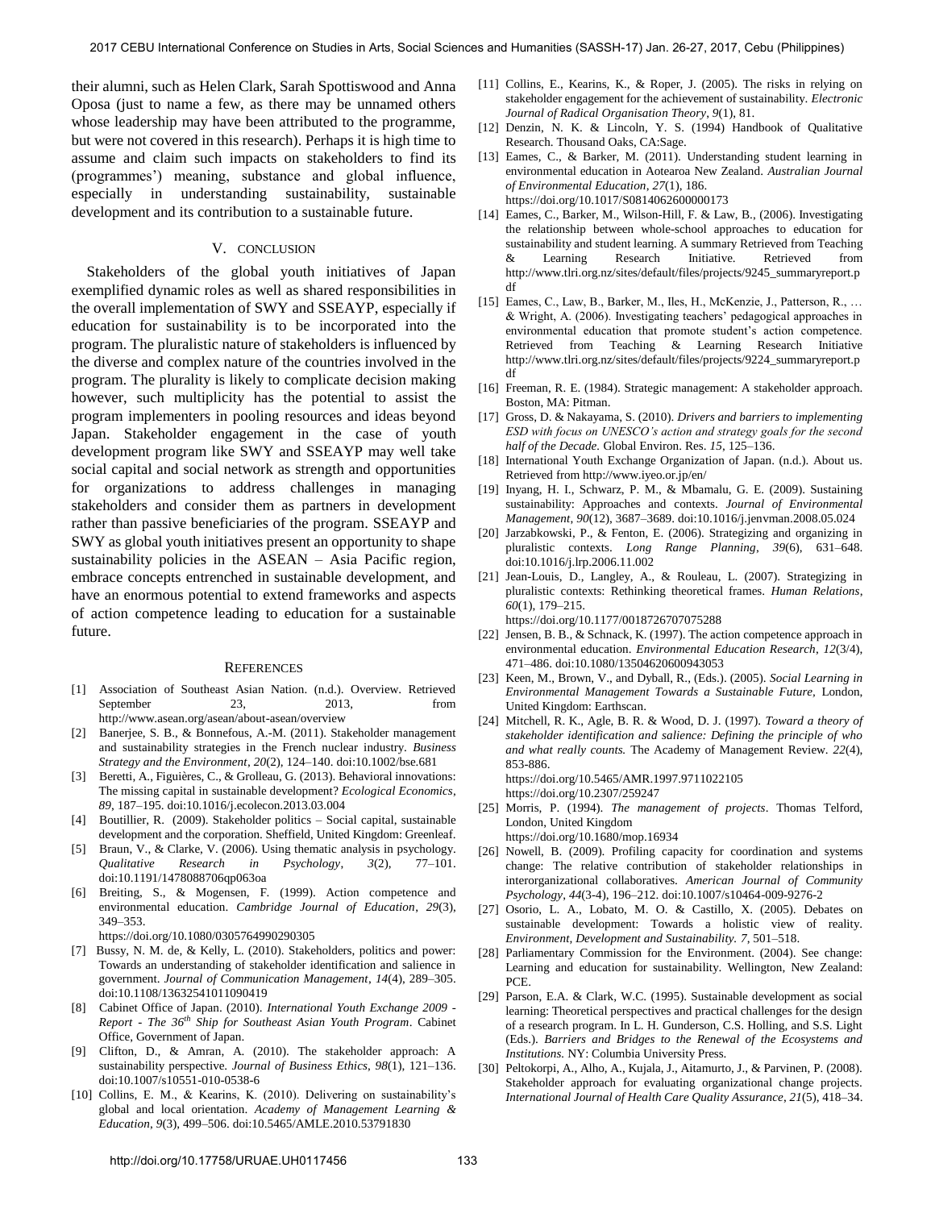their alumni, such as Helen Clark, Sarah Spottiswood and Anna Oposa (just to name a few, as there may be unnamed others whose leadership may have been attributed to the programme, but were not covered in this research). Perhaps it is high time to assume and claim such impacts on stakeholders to find its (programmes') meaning, substance and global influence, especially in understanding sustainability, sustainable development and its contribution to a sustainable future.

## V. CONCLUSION

Stakeholders of the global youth initiatives of Japan exemplified dynamic roles as well as shared responsibilities in the overall implementation of SWY and SSEAYP, especially if education for sustainability is to be incorporated into the program. The pluralistic nature of stakeholders is influenced by the diverse and complex nature of the countries involved in the program. The plurality is likely to complicate decision making however, such multiplicity has the potential to assist the program implementers in pooling resources and ideas beyond Japan. Stakeholder engagement in the case of youth development program like SWY and SSEAYP may well take social capital and social network as strength and opportunities for organizations to address challenges in managing stakeholders and consider them as partners in development rather than passive beneficiaries of the program. SSEAYP and SWY as global youth initiatives present an opportunity to shape sustainability policies in the ASEAN – Asia Pacific region, embrace concepts entrenched in sustainable development, and have an enormous potential to extend frameworks and aspects of action competence leading to education for a sustainable future.

## REFERENCES

[1] Association of Southeast Asian Nation. (n.d.). Overview. Retrieved September 23, 2013, from http://www.asean.org/asean/about-asean/overview

[2] Banerjee, S. B., & Bonnefous, A.-M. (2011). Stakeholder management and sustainability strategies in the French nuclear industry. *Business Strategy and the Environment*, *20*(2), 124–140. doi:10.1002/bse.681

[3] Beretti, A., Figuières, C., & Grolleau, G. (2013). Behavioral innovations: The missing capital in sustainable development? *Ecological Economics*, *89*, 187–195. doi:10.1016/j.ecolecon.2013.03.004

[4] Boutillier, R. (2009). Stakeholder politics – Social capital, sustainable development and the corporation. Sheffield, United Kingdom: Greenleaf.

[5] Braun, V., & Clarke, V. (2006). Using thematic analysis in psychology. *Qualitative Research in Psychology*, *3*(2), 77–101. doi:10.1191/1478088706qp063oa

[6] Breiting, S., & Mogensen, F. (1999). Action competence and environmental education. *Cambridge Journal of Education*, *29*(3), 349–353. https://doi.org/10.1080/0305764990290305

[7] Bussy, N. M. de, & Kelly, L. (2010). Stakeholders, politics and power: Towards an understanding of stakeholder identification and salience in government. *Journal of Communication Management*, *14*(4), 289–305. doi:10.1108/13632541011090419

[8] Cabinet Office of Japan. (2010). *International Youth Exchange 2009 - Report - The 36th Ship for Southeast Asian Youth Program*. Cabinet Office, Government of Japan.

[9] Clifton, D., & Amran, A. (2010). The stakeholder approach: A sustainability perspective. *Journal of Business Ethics*, *98*(1), 121–136. doi:10.1007/s10551-010-0538-6

[10] Collins, E. M., & Kearins, K. (2010). Delivering on sustainability's global and local orientation. *Academy of Management Learning & Education*, *9*(3), 499–506. doi:10.5465/AMLE.2010.53791830

[11] Collins, E., Kearins, K., & Roper, J. (2005). The risks in relying on stakeholder engagement for the achievement of sustainability. *Electronic Journal of Radical Organisation Theory*, *9*(1), 81.

[12] Denzin, N. K. & Lincoln, Y. S. (1994) Handbook of Qualitative Research. Thousand Oaks, CA:Sage.

[13] Eames, C., & Barker, M. (2011). Understanding student learning in environmental education in Aotearoa New Zealand. *Australian Journal of Environmental Education*, *27*(1), 186. https://doi.org/10.1017/S0814062600000173

[14] Eames, C., Barker, M., Wilson-Hill, F. & Law, B., (2006). Investigating the relationship between whole-school approaches to education for sustainability and student learning. A summary Retrieved from Teaching & Learning Research Initiative. Retrieved from http://www.tlri.org.nz/sites/default/files/projects/9245_summaryreport.pdf

[15] Eames, C., Law, B., Barker, M., Iles, H., McKenzie, J., Patterson, R., … & Wright, A. (2006). Investigating teachers' pedagogical approaches in environmental education that promote student's action competence. Retrieved from Teaching & Learning Research Initiative http://www.tlri.org.nz/sites/default/files/projects/9224_summaryreport.pdf

[16] Freeman, R. E. (1984). Strategic management: A stakeholder approach. Boston, MA: Pitman.

[17] Gross, D. & Nakayama, S. (2010). *Drivers and barriers to implementing ESD with focus on UNESCO's action and strategy goals for the second half of the Decade.* Global Environ. Res. *15*, 125–136.

[18] International Youth Exchange Organization of Japan. (n.d.). About us. Retrieved from http://www.iyeo.or.jp/en/

[19] Inyang, H. I., Schwarz, P. M., & Mbamalu, G. E. (2009). Sustaining sustainability: Approaches and contexts. *Journal of Environmental Management*, *90*(12), 3687–3689. doi:10.1016/j.jenvman.2008.05.024

[20] Jarzabkowski, P., & Fenton, E. (2006). Strategizing and organizing in pluralistic contexts. *Long Range Planning*, *39*(6), 631–648. doi:10.1016/j.lrp.2006.11.002

[21] Jean-Louis, D., Langley, A., & Rouleau, L. (2007). Strategizing in pluralistic contexts: Rethinking theoretical frames. *Human Relations*, *60*(1), 179–215. https://doi.org/10.1177/0018726707075288

[22] Jensen, B. B., & Schnack, K. (1997). The action competence approach in environmental education. *Environmental Education Research*, *12*(3/4), 471–486. doi:10.1080/13504620600943053

[23] Keen, M., Brown, V., and Dyball, R., (Eds.). (2005). *Social Learning in Environmental Management Towards a Sustainable Future*, London, United Kingdom: Earthscan.

[24] Mitchell, R. K., Agle, B. R. & Wood, D. J. (1997). *Toward a theory of stakeholder identification and salience: Defining the principle of who and what really counts.* The Academy of Management Review. *22*(4), 853-886. https://doi.org/10.5465/AMR.1997.9711022105 https://doi.org/10.2307/259247

[25] Morris, P. (1994). *The management of projects*. Thomas Telford, London, United Kingdom https://doi.org/10.1680/mop.16934

[26] Nowell, B. (2009). Profiling capacity for coordination and systems change: The relative contribution of stakeholder relationships in interorganizational collaboratives. *American Journal of Community Psychology*, *44*(3-4), 196–212. doi:10.1007/s10464-009-9276-2

[27] Osorio, L. A., Lobato, M. O. & Castillo, X. (2005). Debates on sustainable development: Towards a holistic view of reality. *Environment, Development and Sustainability. 7*, 501–518.

[28] Parliamentary Commission for the Environment. (2004). See change: Learning and education for sustainability. Wellington, New Zealand: PCE.

[29] Parson, E.A. & Clark, W.C. (1995). Sustainable development as social learning: Theoretical perspectives and practical challenges for the design of a research program. In L. H. Gunderson, C.S. Holling, and S.S. Light (Eds.). *Barriers and Bridges to the Renewal of the Ecosystems and Institutions.* NY: Columbia University Press.

[30] Peltokorpi, A., Alho, A., Kujala, J., Aitamurto, J., & Parvinen, P. (2008). Stakeholder approach for evaluating organizational change projects. *International Journal of Health Care Quality Assurance*, *21*(5), 418–34.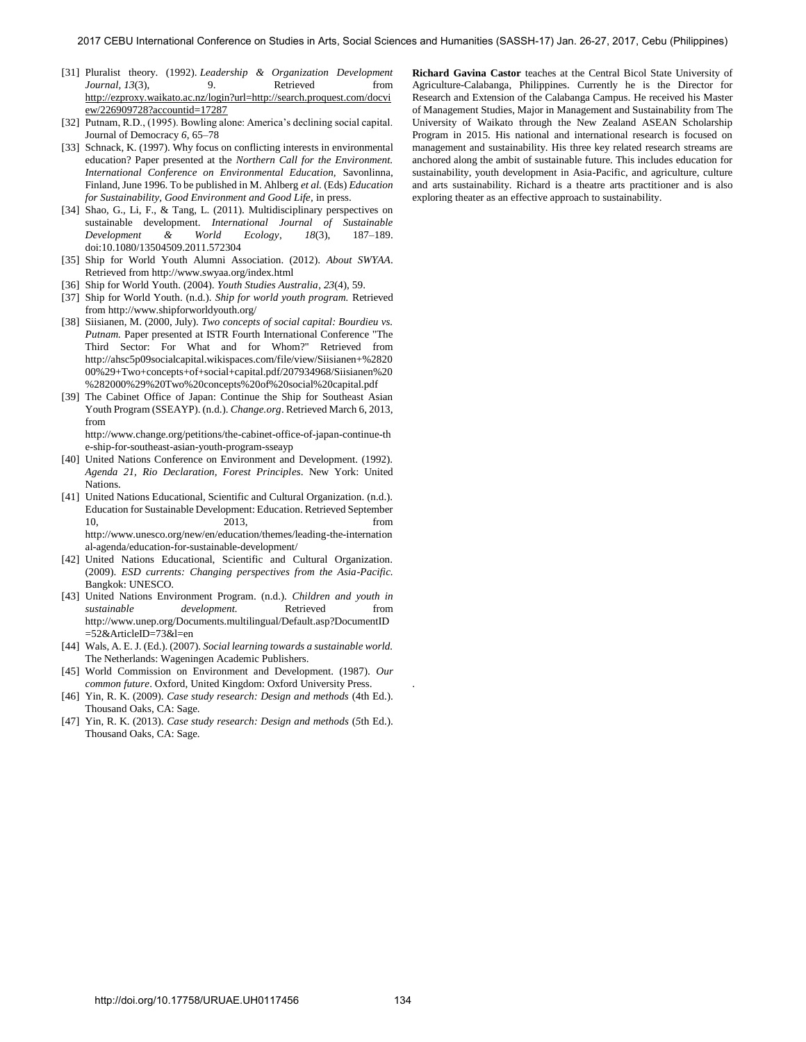[31] Pluralist theory. (1992). *Leadership & Organization Development Journal, 13*(3), 9. Retrieved from http://ezproxy.waikato.ac.nz/login?url=http://search.proquest.com/docview/226909728?accountid=17287

[32] Putnam, R.D., (1995). Bowling alone: America's declining social capital. Journal of Democracy *6*, 65–78

[33] Schnack, K. (1997). Why focus on conflicting interests in environmental education? Paper presented at the *Northern Call for the Environment. International Conference on Environmental Education,* Savonlinna, Finland, June 1996. To be published in M. Ahlberg *et al.* (Eds) *Education for Sustainability, Good Environment and Good Life*, in press.

[34] Shao, G., Li, F., & Tang, L. (2011). Multidisciplinary perspectives on sustainable development. *International Journal of Sustainable Development & World Ecology*, *18*(3), 187–189. doi:10.1080/13504509.2011.572304

[35] Ship for World Youth Alumni Association. (2012). *About SWYAA*. Retrieved from http://www.swyaa.org/index.html

[36] Ship for World Youth. (2004). *Youth Studies Australia*, *23*(4), 59.

[37] Ship for World Youth. (n.d.). *Ship for world youth program.* Retrieved from http://www.shipforworldyouth.org/

[38] Siisianen, M. (2000, July). *Two concepts of social capital: Bourdieu vs. Putnam.* Paper presented at ISTR Fourth International Conference "The Third Sector: For What and for Whom?" Retrieved from http://ahsc5p09socialcapital.wikispaces.com/file/view/Siisianen+%282000%29+Two+concepts+of+social+capital.pdf/207934968/Siisianen%20%282000%29%20Two%20concepts%20of%20social%20capital.pdf

[39] The Cabinet Office of Japan: Continue the Ship for Southeast Asian Youth Program (SSEAYP). (n.d.). *Change.org*. Retrieved March 6, 2013, from http://www.change.org/petitions/the-cabinet-office-of-japan-continue-the-ship-for-southeast-asian-youth-program-sseayp

[40] United Nations Conference on Environment and Development. (1992). *Agenda 21, Rio Declaration, Forest Principles*. New York: United Nations.

[41] United Nations Educational, Scientific and Cultural Organization. (n.d.). Education for Sustainable Development: Education. Retrieved September 10, 2013, from http://www.unesco.org/new/en/education/themes/leading-the-international-agenda/education-for-sustainable-development/

[42] United Nations Educational, Scientific and Cultural Organization. (2009). *ESD currents: Changing perspectives from the Asia-Pacific.* Bangkok: UNESCO.

[43] United Nations Environment Program. (n.d.). *Children and youth in sustainable development.* Retrieved from http://www.unep.org/Documents.multilingual/Default.asp?DocumentID=52&ArticleID=73&l=en

[44] Wals, A. E. J. (Ed.). (2007). *Social learning towards a sustainable world.* The Netherlands: Wageningen Academic Publishers.

[45] World Commission on Environment and Development. (1987). *Our common future*. Oxford, United Kingdom: Oxford University Press.

[46] Yin, R. K. (2009). *Case study research: Design and methods* (4th Ed.). Thousand Oaks, CA: Sage.

[47] Yin, R. K. (2013). *Case study research: Design and methods* (5th Ed.). Thousand Oaks, CA: Sage.

**Richard Gavina Castor** teaches at the Central Bicol State University of Agriculture-Calabanga, Philippines. Currently he is the Director for Research and Extension of the Calabanga Campus. He received his Master of Management Studies, Major in Management and Sustainability from The University of Waikato through the New Zealand ASEAN Scholarship Program in 2015. His national and international research is focused on management and sustainability. His three key related research streams are anchored along the ambit of sustainable future. This includes education for sustainability, youth development in Asia-Pacific, and agriculture, culture and arts sustainability. Richard is a theatre arts practitioner and is also exploring theater as an effective approach to sustainability.